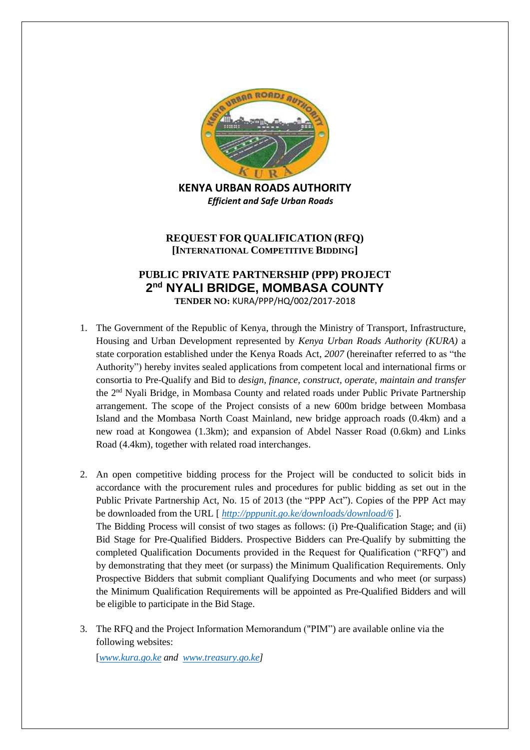**KENYA URBAN ROADS AUTHORITY**

***Efficient and Safe Urban Roads***

# REQUEST FOR QUALIFICATION (RFQ)

**[INTERNATIONAL COMPETITIVE BIDDING]**

# PUBLIC PRIVATE PARTNERSHIP (PPP) PROJECT

# 2nd NYALI BRIDGE, MOMBASA COUNTY

**TENDER NO:** KURA/PPP/HQ/002/2017-2018

1. The Government of the Republic of Kenya, through the Ministry of Transport, Infrastructure, Housing and Urban Development represented by *Kenya Urban Roads Authority (KURA)* a state corporation established under the Kenya Roads Act, *2007* (hereinafter referred to as "the Authority") hereby invites sealed applications from competent local and international firms or consortia to Pre-Qualify and Bid to *design, finance, construct, operate, maintain and transfer* the 2nd Nyali Bridge, in Mombasa County and related roads under Public Private Partnership arrangement. The scope of the Project consists of a new 600m bridge between Mombasa Island and the Mombasa North Coast Mainland, new bridge approach roads (0.4km) and a new road at Kongowea (1.3km); and expansion of Abdel Nasser Road (0.6km) and Links Road (4.4km), together with related road interchanges.

2. An open competitive bidding process for the Project will be conducted to solicit bids in accordance with the procurement rules and procedures for public bidding as set out in the Public Private Partnership Act, No. 15 of 2013 (the "PPP Act"). Copies of the PPP Act may be downloaded from the URL [ *http://pppunit.go.ke/downloads/download/6* ].
   The Bidding Process will consist of two stages as follows: (i) Pre-Qualification Stage; and (ii) Bid Stage for Pre-Qualified Bidders. Prospective Bidders can Pre-Qualify by submitting the completed Qualification Documents provided in the Request for Qualification ("RFQ") and by demonstrating that they meet (or surpass) the Minimum Qualification Requirements. Only Prospective Bidders that submit compliant Qualifying Documents and who meet (or surpass) the Minimum Qualification Requirements will be appointed as Pre-Qualified Bidders and will be eligible to participate in the Bid Stage.

3. The RFQ and the Project Information Memorandum ("PIM") are available online via the following websites:

   [*www.kura.go.ke and www.treasury.go.ke*]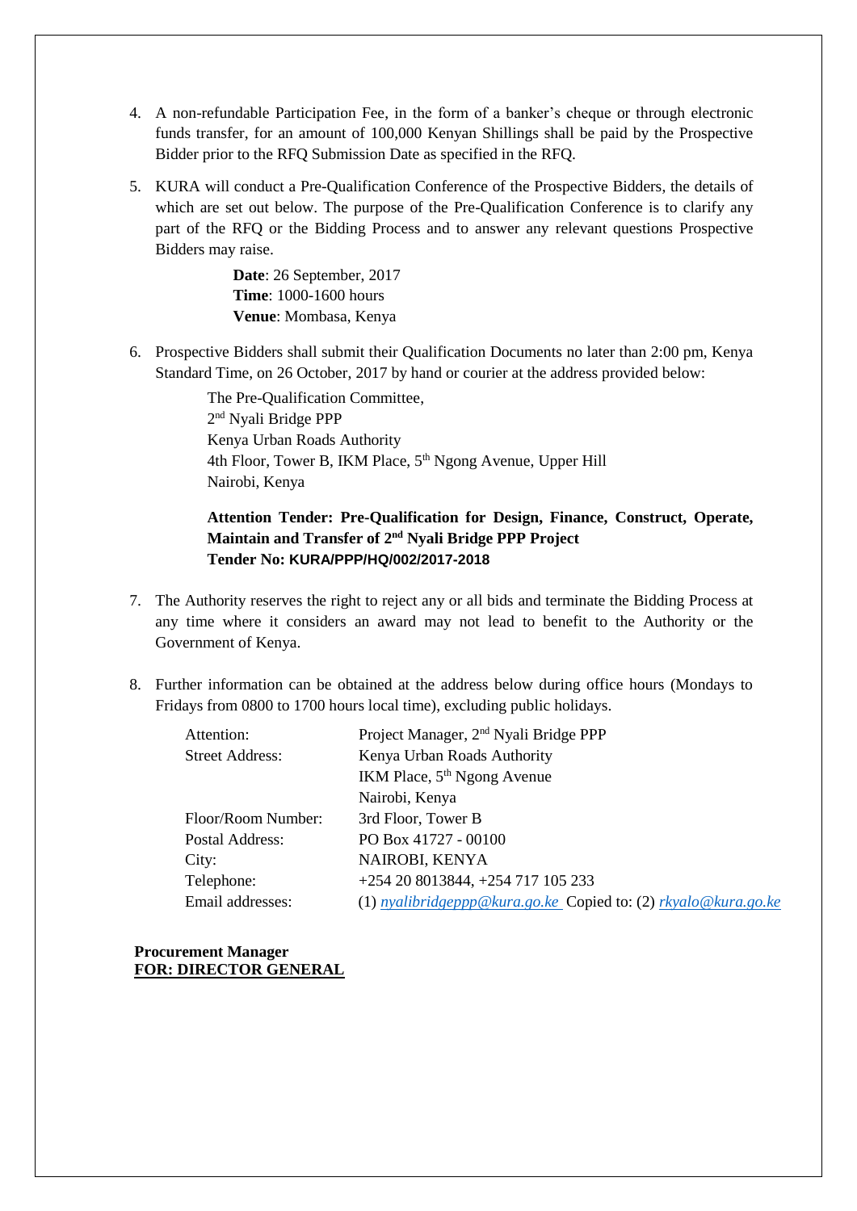4. A non-refundable Participation Fee, in the form of a banker's cheque or through electronic funds transfer, for an amount of 100,000 Kenyan Shillings shall be paid by the Prospective Bidder prior to the RFQ Submission Date as specified in the RFQ.

5. KURA will conduct a Pre-Qualification Conference of the Prospective Bidders, the details of which are set out below. The purpose of the Pre-Qualification Conference is to clarify any part of the RFQ or the Bidding Process and to answer any relevant questions Prospective Bidders may raise.

   **Date**: 26 September, 2017
   **Time**: 1000-1600 hours
   **Venue**: Mombasa, Kenya

6. Prospective Bidders shall submit their Qualification Documents no later than 2:00 pm, Kenya Standard Time, on 26 October, 2017 by hand or courier at the address provided below:

   The Pre-Qualification Committee,
   2nd Nyali Bridge PPP
   Kenya Urban Roads Authority
   4th Floor, Tower B, IKM Place, 5th Ngong Avenue, Upper Hill
   Nairobi, Kenya

   **Attention Tender: Pre-Qualification for Design, Finance, Construct, Operate, Maintain and Transfer of 2nd Nyali Bridge PPP Project**
   **Tender No: KURA/PPP/HQ/002/2017-2018**

7. The Authority reserves the right to reject any or all bids and terminate the Bidding Process at any time where it considers an award may not lead to benefit to the Authority or the Government of Kenya.

8. Further information can be obtained at the address below during office hours (Mondays to Fridays from 0800 to 1700 hours local time), excluding public holidays.

| | |
|---|---|
| Attention: | Project Manager, 2nd Nyali Bridge PPP |
| Street Address: | Kenya Urban Roads Authority |
| | IKM Place, 5th Ngong Avenue |
| | Nairobi, Kenya |
| Floor/Room Number: | 3rd Floor, Tower B |
| Postal Address: | PO Box 41727 - 00100 |
| City: | NAIROBI, KENYA |
| Telephone: | +254 20 8013844, +254 717 105 233 |
| Email addresses: | (1) *nyalibridgeppp@kura.go.ke* Copied to: (2) *rkyalo@kura.go.ke* |

**Procurement Manager**
**FOR: DIRECTOR GENERAL**